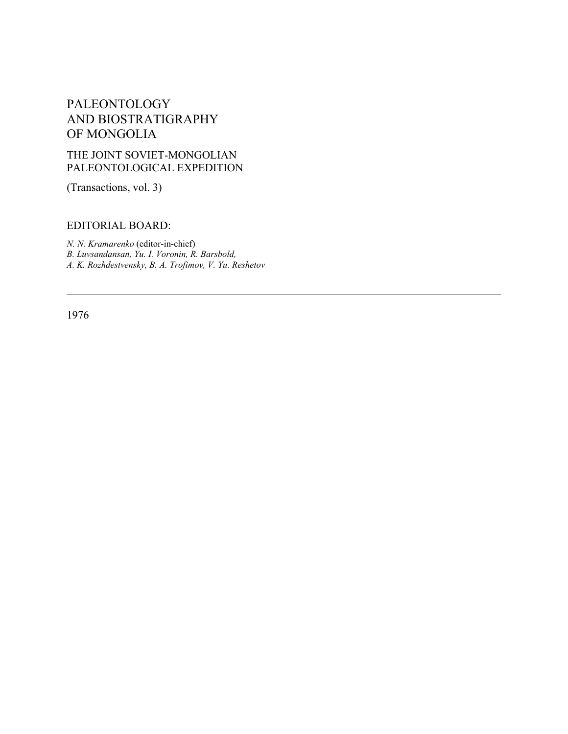# PALEONTOLOGY AND BIOSTRATIGRAPHY OF MONGOLIA

## THE JOINT SOVIET-MONGOLIAN PALEONTOLOGICAL EXPEDITION

(Transactions, vol. 3)

EDITORIAL BOARD:

*N. N. Kramarenko* (editor-in-chief)
*B. Luvsandansan, Yu. I. Voronin, R. Barsbold,*
*A. K. Rozhdestvensky, B. A. Trofimov, V. Yu. Reshetov*

---

1976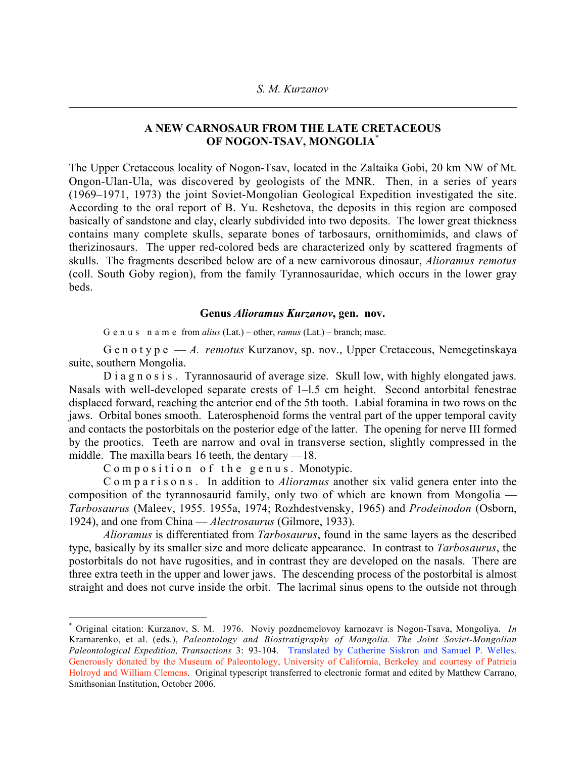*S. M. Kurzanov*

---

### A NEW CARNOSAUR FROM THE LATE CRETACEOUS OF NOGON-TSAV, MONGOLIA*

The Upper Cretaceous locality of Nogon-Tsav, located in the Zaltaika Gobi, 20 km NW of Mt. Ongon-Ulan-Ula, was discovered by geologists of the MNR. Then, in a series of years (1969–1971, 1973) the joint Soviet-Mongolian Geological Expedition investigated the site. According to the oral report of B. Yu. Reshetova, the deposits in this region are composed basically of sandstone and clay, clearly subdivided into two deposits. The lower great thickness contains many complete skulls, separate bones of tarbosaurs, ornithomimids, and claws of therizinosaurs. The upper red-colored beds are characterized only by scattered fragments of skulls. The fragments described below are of a new carnivorous dinosaur, *Alioramus remotus* (coll. South Goby region), from the family Tyrannosauridae, which occurs in the lower gray beds.

#### Genus *Alioramus Kurzanov*, gen. nov.

G e n u s  n a m e from *alius* (Lat.) – other, *ramus* (Lat.) – branch; masc.

G e n o t y p e — *A. remotus* Kurzanov, sp. nov., Upper Cretaceous, Nemegetinskaya suite, southern Mongolia.

D i a g n o s i s . Tyrannosaurid of average size. Skull low, with highly elongated jaws. Nasals with well-developed separate crests of 1–l.5 cm height. Second antorbital fenestrae displaced forward, reaching the anterior end of the 5th tooth. Labial foramina in two rows on the jaws. Orbital bones smooth. Laterosphenoid forms the ventral part of the upper temporal cavity and contacts the postorbitals on the posterior edge of the latter. The opening for nerve III formed by the prootics. Teeth are narrow and oval in transverse section, slightly compressed in the middle. The maxilla bears 16 teeth, the dentary —18.

C o m p o s i t i o n  o f  t h e  g e n u s . Monotypic.

C o m p a r i s o n s . In addition to *Alioramus* another six valid genera enter into the composition of the tyrannosaurid family, only two of which are known from Mongolia — *Tarbosaurus* (Maleev, 1955. 1955a, 1974; Rozhdestvensky, 1965) and *Prodeinodon* (Osborn, 1924), and one from China — *Alectrosaurus* (Gilmore, 1933).

*Alioramus* is differentiated from *Tarbosaurus*, found in the same layers as the described type, basically by its smaller size and more delicate appearance. In contrast to *Tarbosaurus*, the postorbitals do not have rugosities, and in contrast they are developed on the nasals. There are three extra teeth in the upper and lower jaws. The descending process of the postorbital is almost straight and does not curve inside the orbit. The lacrimal sinus opens to the outside not through

---

\* Original citation: Kurzanov, S. M. 1976. Noviy pozdnemelovoy karnozavr is Nogon-Tsava, Mongoliya. *In* Kramarenko, et al. (eds.), *Paleontology and Biostratigraphy of Mongolia. The Joint Soviet-Mongolian Paleontological Expedition, Transactions* 3: 93-104. Translated by Catherine Siskron and Samuel P. Welles. Generously donated by the Museum of Paleontology, University of California, Berkeley and courtesy of Patricia Holroyd and William Clemens. Original typescript transferred to electronic format and edited by Matthew Carrano, Smithsonian Institution, October 2006.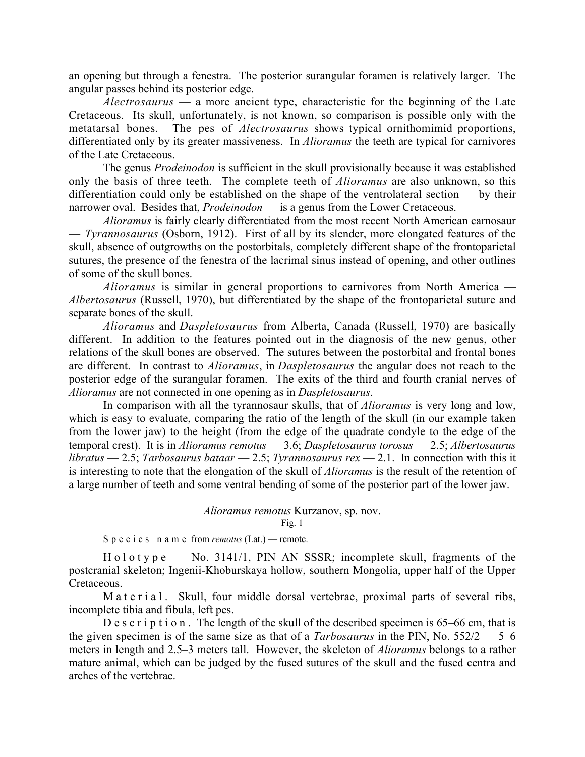an opening but through a fenestra. The posterior surangular foramen is relatively larger. The angular passes behind its posterior edge.

*Alectrosaurus* — a more ancient type, characteristic for the beginning of the Late Cretaceous. Its skull, unfortunately, is not known, so comparison is possible only with the metatarsal bones. The pes of *Alectrosaurus* shows typical ornithomimid proportions, differentiated only by its greater massiveness. In *Alioramus* the teeth are typical for carnivores of the Late Cretaceous.

The genus *Prodeinodon* is sufficient in the skull provisionally because it was established only the basis of three teeth. The complete teeth of *Alioramus* are also unknown, so this differentiation could only be established on the shape of the ventrolateral section — by their narrower oval. Besides that, *Prodeinodon* — is a genus from the Lower Cretaceous.

*Alioramus* is fairly clearly differentiated from the most recent North American carnosaur — *Tyrannosaurus* (Osborn, 1912). First of all by its slender, more elongated features of the skull, absence of outgrowths on the postorbitals, completely different shape of the frontoparietal sutures, the presence of the fenestra of the lacrimal sinus instead of opening, and other outlines of some of the skull bones.

*Alioramus* is similar in general proportions to carnivores from North America — *Albertosaurus* (Russell, 1970), but differentiated by the shape of the frontoparietal suture and separate bones of the skull.

*Alioramus* and *Daspletosaurus* from Alberta, Canada (Russell, 1970) are basically different. In addition to the features pointed out in the diagnosis of the new genus, other relations of the skull bones are observed. The sutures between the postorbital and frontal bones are different. In contrast to *Alioramus*, in *Daspletosaurus* the angular does not reach to the posterior edge of the surangular foramen. The exits of the third and fourth cranial nerves of *Alioramus* are not connected in one opening as in *Daspletosaurus*.

In comparison with all the tyrannosaur skulls, that of *Alioramus* is very long and low, which is easy to evaluate, comparing the ratio of the length of the skull (in our example taken from the lower jaw) to the height (from the edge of the quadrate condyle to the edge of the temporal crest). It is in *Alioramus remotus* — 3.6; *Daspletosaurus torosus* — 2.5; *Albertosaurus libratus* — 2.5; *Tarbosaurus bataar* — 2.5; *Tyrannosaurus rex* — 2.1. In connection with this it is interesting to note that the elongation of the skull of *Alioramus* is the result of the retention of a large number of teeth and some ventral bending of some of the posterior part of the lower jaw.

<center>

*Alioramus remotus* Kurzanov, sp. nov.

Fig. 1

</center>

S p e c i e s n a m e from *remotus* (Lat.) — remote.

H o l o t y p e — No. 3141/1, PIN AN SSSR; incomplete skull, fragments of the postcranial skeleton; Ingenii-Khoburskaya hollow, southern Mongolia, upper half of the Upper Cretaceous.

M a t e r i a l . Skull, four middle dorsal vertebrae, proximal parts of several ribs, incomplete tibia and fibula, left pes.

D e s c r i p t i o n . The length of the skull of the described specimen is 65–66 cm, that is the given specimen is of the same size as that of a *Tarbosaurus* in the PIN, No. 552/2 — 5–6 meters in length and 2.5–3 meters tall. However, the skeleton of *Alioramus* belongs to a rather mature animal, which can be judged by the fused sutures of the skull and the fused centra and arches of the vertebrae.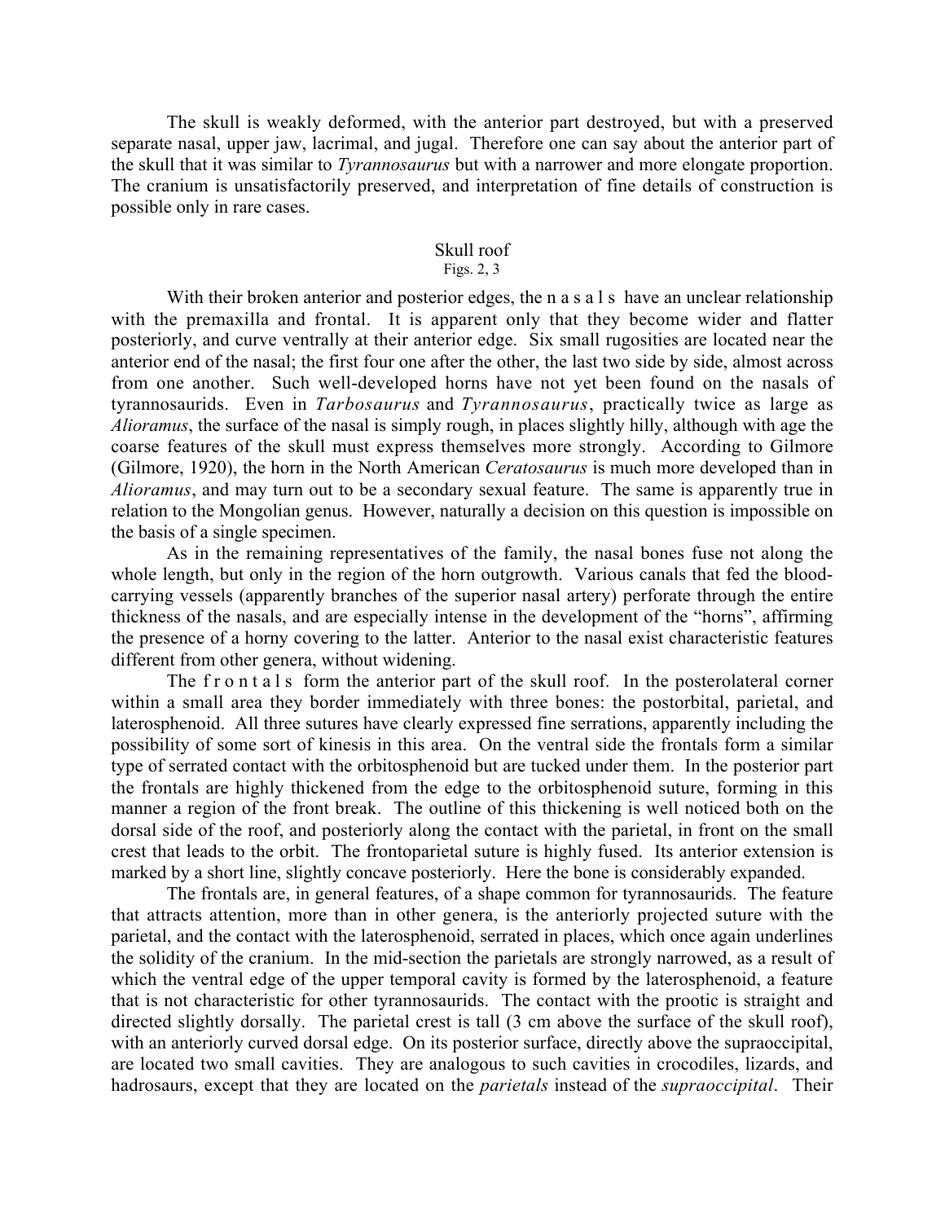The skull is weakly deformed, with the anterior part destroyed, but with a preserved separate nasal, upper jaw, lacrimal, and jugal. Therefore one can say about the anterior part of the skull that it was similar to *Tyrannosaurus* but with a narrower and more elongate proportion. The cranium is unsatisfactorily preserved, and interpretation of fine details of construction is possible only in rare cases.

## Skull roof

Figs. 2, 3

With their broken anterior and posterior edges, the n a s a l s have an unclear relationship with the premaxilla and frontal. It is apparent only that they become wider and flatter posteriorly, and curve ventrally at their anterior edge. Six small rugosities are located near the anterior end of the nasal; the first four one after the other, the last two side by side, almost across from one another. Such well-developed horns have not yet been found on the nasals of tyrannosaurids. Even in *Tarbosaurus* and *Tyrannosaurus*, practically twice as large as *Alioramus*, the surface of the nasal is simply rough, in places slightly hilly, although with age the coarse features of the skull must express themselves more strongly. According to Gilmore (Gilmore, 1920), the horn in the North American *Ceratosaurus* is much more developed than in *Alioramus*, and may turn out to be a secondary sexual feature. The same is apparently true in relation to the Mongolian genus. However, naturally a decision on this question is impossible on the basis of a single specimen.

As in the remaining representatives of the family, the nasal bones fuse not along the whole length, but only in the region of the horn outgrowth. Various canals that fed the blood-carrying vessels (apparently branches of the superior nasal artery) perforate through the entire thickness of the nasals, and are especially intense in the development of the "horns", affirming the presence of a horny covering to the latter. Anterior to the nasal exist characteristic features different from other genera, without widening.

The f r o n t a l s form the anterior part of the skull roof. In the posterolateral corner within a small area they border immediately with three bones: the postorbital, parietal, and laterosphenoid. All three sutures have clearly expressed fine serrations, apparently including the possibility of some sort of kinesis in this area. On the ventral side the frontals form a similar type of serrated contact with the orbitosphenoid but are tucked under them. In the posterior part the frontals are highly thickened from the edge to the orbitosphenoid suture, forming in this manner a region of the front break. The outline of this thickening is well noticed both on the dorsal side of the roof, and posteriorly along the contact with the parietal, in front on the small crest that leads to the orbit. The frontoparietal suture is highly fused. Its anterior extension is marked by a short line, slightly concave posteriorly. Here the bone is considerably expanded.

The frontals are, in general features, of a shape common for tyrannosaurids. The feature that attracts attention, more than in other genera, is the anteriorly projected suture with the parietal, and the contact with the laterosphenoid, serrated in places, which once again underlines the solidity of the cranium. In the mid-section the parietals are strongly narrowed, as a result of which the ventral edge of the upper temporal cavity is formed by the laterosphenoid, a feature that is not characteristic for other tyrannosaurids. The contact with the prootic is straight and directed slightly dorsally. The parietal crest is tall (3 cm above the surface of the skull roof), with an anteriorly curved dorsal edge. On its posterior surface, directly above the supraoccipital, are located two small cavities. They are analogous to such cavities in crocodiles, lizards, and hadrosaurs, except that they are located on the *parietals* instead of the *supraoccipital*. Their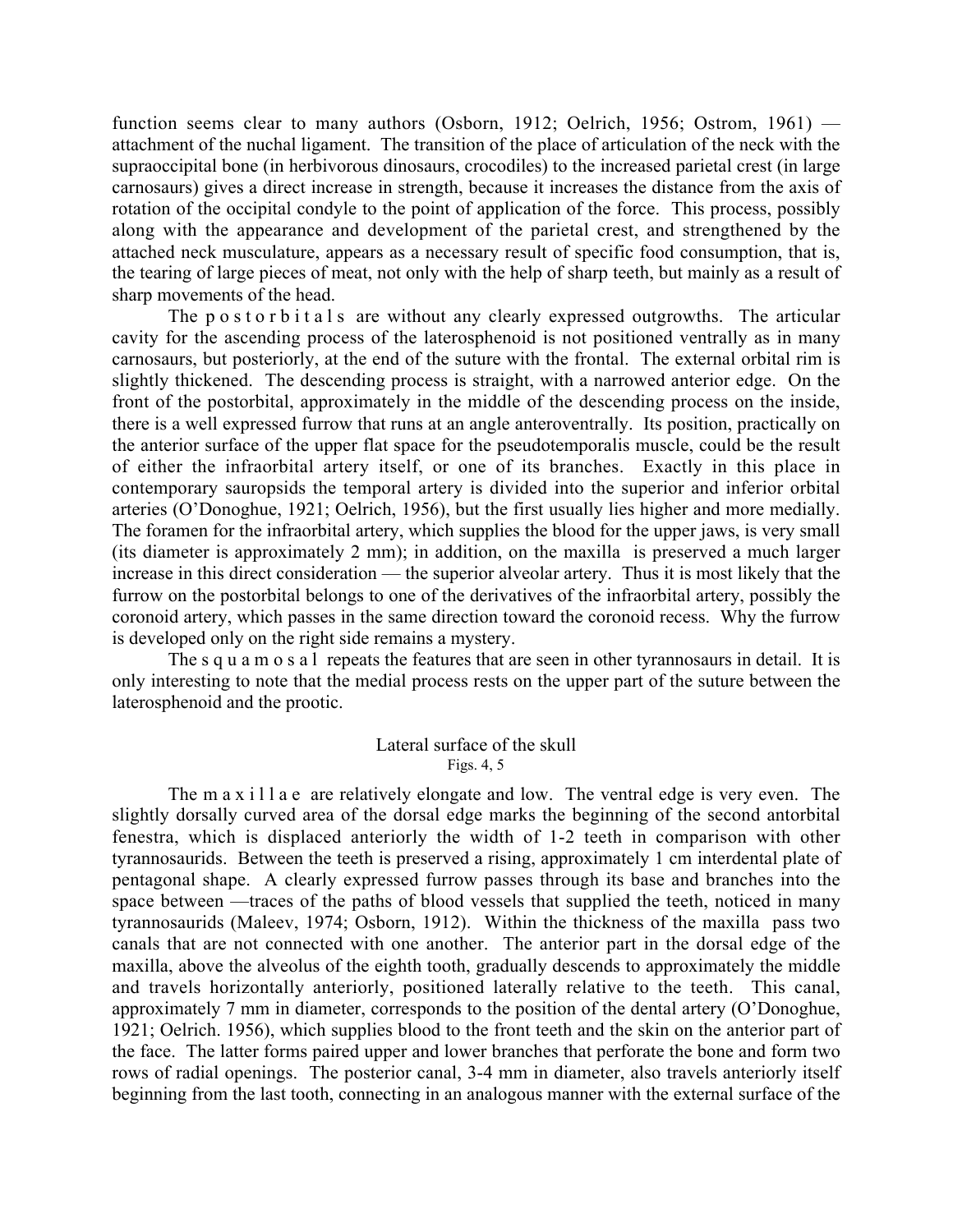function seems clear to many authors (Osborn, 1912; Oelrich, 1956; Ostrom, 1961) — attachment of the nuchal ligament. The transition of the place of articulation of the neck with the supraoccipital bone (in herbivorous dinosaurs, crocodiles) to the increased parietal crest (in large carnosaurs) gives a direct increase in strength, because it increases the distance from the axis of rotation of the occipital condyle to the point of application of the force. This process, possibly along with the appearance and development of the parietal crest, and strengthened by the attached neck musculature, appears as a necessary result of specific food consumption, that is, the tearing of large pieces of meat, not only with the help of sharp teeth, but mainly as a result of sharp movements of the head.

The p o s t o r b i t a l s are without any clearly expressed outgrowths. The articular cavity for the ascending process of the laterosphenoid is not positioned ventrally as in many carnosaurs, but posteriorly, at the end of the suture with the frontal. The external orbital rim is slightly thickened. The descending process is straight, with a narrowed anterior edge. On the front of the postorbital, approximately in the middle of the descending process on the inside, there is a well expressed furrow that runs at an angle anteroventrally. Its position, practically on the anterior surface of the upper flat space for the pseudotemporalis muscle, could be the result of either the infraorbital artery itself, or one of its branches. Exactly in this place in contemporary sauropsids the temporal artery is divided into the superior and inferior orbital arteries (O'Donoghue, 1921; Oelrich, 1956), but the first usually lies higher and more medially. The foramen for the infraorbital artery, which supplies the blood for the upper jaws, is very small (its diameter is approximately 2 mm); in addition, on the maxilla is preserved a much larger increase in this direct consideration — the superior alveolar artery. Thus it is most likely that the furrow on the postorbital belongs to one of the derivatives of the infraorbital artery, possibly the coronoid artery, which passes in the same direction toward the coronoid recess. Why the furrow is developed only on the right side remains a mystery.

The s q u a m o s a l repeats the features that are seen in other tyrannosaurs in detail. It is only interesting to note that the medial process rests on the upper part of the suture between the laterosphenoid and the prootic.

## Lateral surface of the skull

Figs. 4, 5

The m a x i l l a e are relatively elongate and low. The ventral edge is very even. The slightly dorsally curved area of the dorsal edge marks the beginning of the second antorbital fenestra, which is displaced anteriorly the width of 1-2 teeth in comparison with other tyrannosaurids. Between the teeth is preserved a rising, approximately 1 cm interdental plate of pentagonal shape. A clearly expressed furrow passes through its base and branches into the space between —traces of the paths of blood vessels that supplied the teeth, noticed in many tyrannosaurids (Maleev, 1974; Osborn, 1912). Within the thickness of the maxilla pass two canals that are not connected with one another. The anterior part in the dorsal edge of the maxilla, above the alveolus of the eighth tooth, gradually descends to approximately the middle and travels horizontally anteriorly, positioned laterally relative to the teeth. This canal, approximately 7 mm in diameter, corresponds to the position of the dental artery (O'Donoghue, 1921; Oelrich. 1956), which supplies blood to the front teeth and the skin on the anterior part of the face. The latter forms paired upper and lower branches that perforate the bone and form two rows of radial openings. The posterior canal, 3-4 mm in diameter, also travels anteriorly itself beginning from the last tooth, connecting in an analogous manner with the external surface of the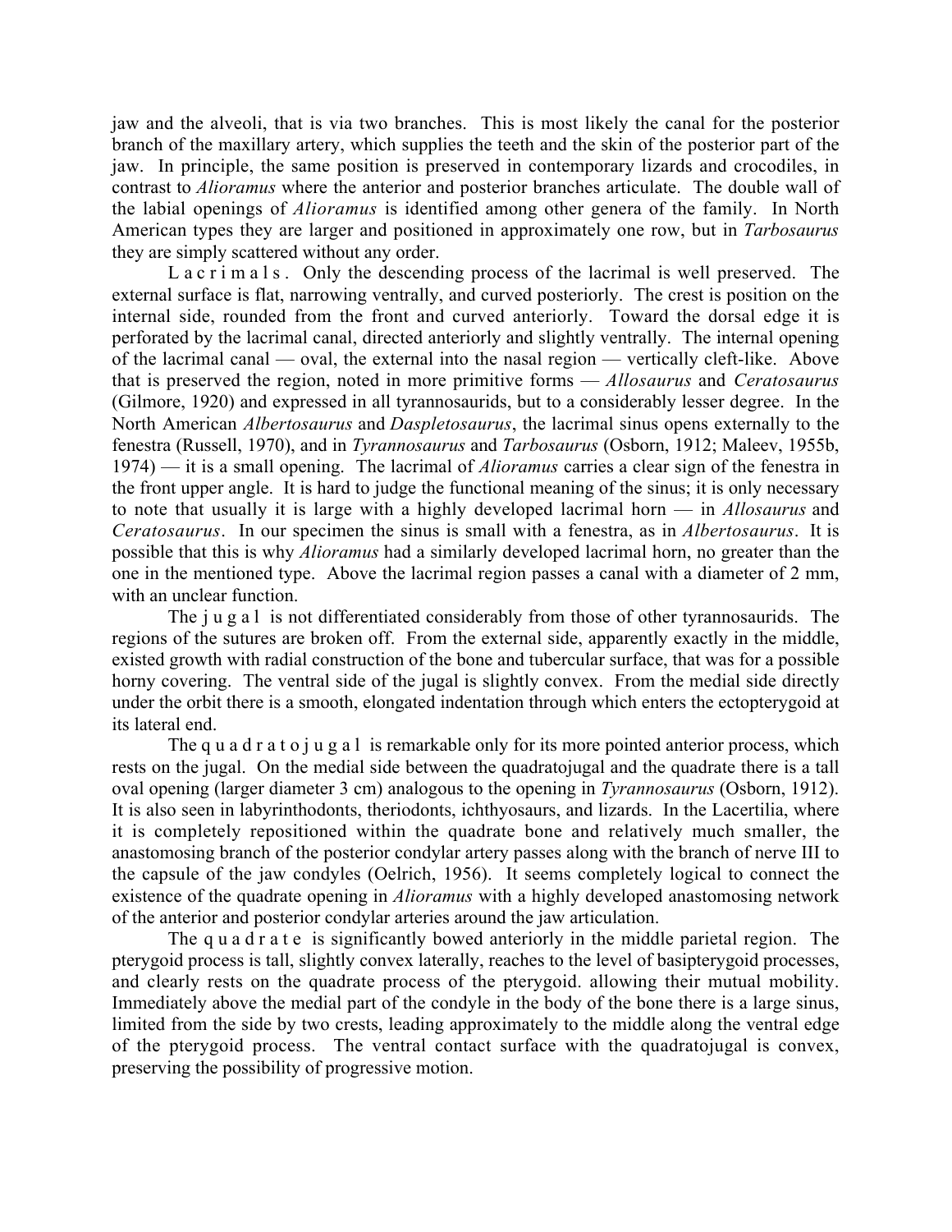jaw and the alveoli, that is via two branches. This is most likely the canal for the posterior branch of the maxillary artery, which supplies the teeth and the skin of the posterior part of the jaw. In principle, the same position is preserved in contemporary lizards and crocodiles, in contrast to *Alioramus* where the anterior and posterior branches articulate. The double wall of the labial openings of *Alioramus* is identified among other genera of the family. In North American types they are larger and positioned in approximately one row, but in *Tarbosaurus* they are simply scattered without any order.

L a c r i m a l s . Only the descending process of the lacrimal is well preserved. The external surface is flat, narrowing ventrally, and curved posteriorly. The crest is position on the internal side, rounded from the front and curved anteriorly. Toward the dorsal edge it is perforated by the lacrimal canal, directed anteriorly and slightly ventrally. The internal opening of the lacrimal canal — oval, the external into the nasal region — vertically cleft-like. Above that is preserved the region, noted in more primitive forms — *Allosaurus* and *Ceratosaurus* (Gilmore, 1920) and expressed in all tyrannosaurids, but to a considerably lesser degree. In the North American *Albertosaurus* and *Daspletosaurus*, the lacrimal sinus opens externally to the fenestra (Russell, 1970), and in *Tyrannosaurus* and *Tarbosaurus* (Osborn, 1912; Maleev, 1955b, 1974) — it is a small opening. The lacrimal of *Alioramus* carries a clear sign of the fenestra in the front upper angle. It is hard to judge the functional meaning of the sinus; it is only necessary to note that usually it is large with a highly developed lacrimal horn — in *Allosaurus* and *Ceratosaurus*. In our specimen the sinus is small with a fenestra, as in *Albertosaurus*. It is possible that this is why *Alioramus* had a similarly developed lacrimal horn, no greater than the one in the mentioned type. Above the lacrimal region passes a canal with a diameter of 2 mm, with an unclear function.

The j u g a l is not differentiated considerably from those of other tyrannosaurids. The regions of the sutures are broken off. From the external side, apparently exactly in the middle, existed growth with radial construction of the bone and tubercular surface, that was for a possible horny covering. The ventral side of the jugal is slightly convex. From the medial side directly under the orbit there is a smooth, elongated indentation through which enters the ectopterygoid at its lateral end.

The q u a d r a t o j u g a l is remarkable only for its more pointed anterior process, which rests on the jugal. On the medial side between the quadratojugal and the quadrate there is a tall oval opening (larger diameter 3 cm) analogous to the opening in *Tyrannosaurus* (Osborn, 1912). It is also seen in labyrinthodonts, theriodonts, ichthyosaurs, and lizards. In the Lacertilia, where it is completely repositioned within the quadrate bone and relatively much smaller, the anastomosing branch of the posterior condylar artery passes along with the branch of nerve III to the capsule of the jaw condyles (Oelrich, 1956). It seems completely logical to connect the existence of the quadrate opening in *Alioramus* with a highly developed anastomosing network of the anterior and posterior condylar arteries around the jaw articulation.

The q u a d r a t e is significantly bowed anteriorly in the middle parietal region. The pterygoid process is tall, slightly convex laterally, reaches to the level of basipterygoid processes, and clearly rests on the quadrate process of the pterygoid. allowing their mutual mobility. Immediately above the medial part of the condyle in the body of the bone there is a large sinus, limited from the side by two crests, leading approximately to the middle along the ventral edge of the pterygoid process. The ventral contact surface with the quadratojugal is convex, preserving the possibility of progressive motion.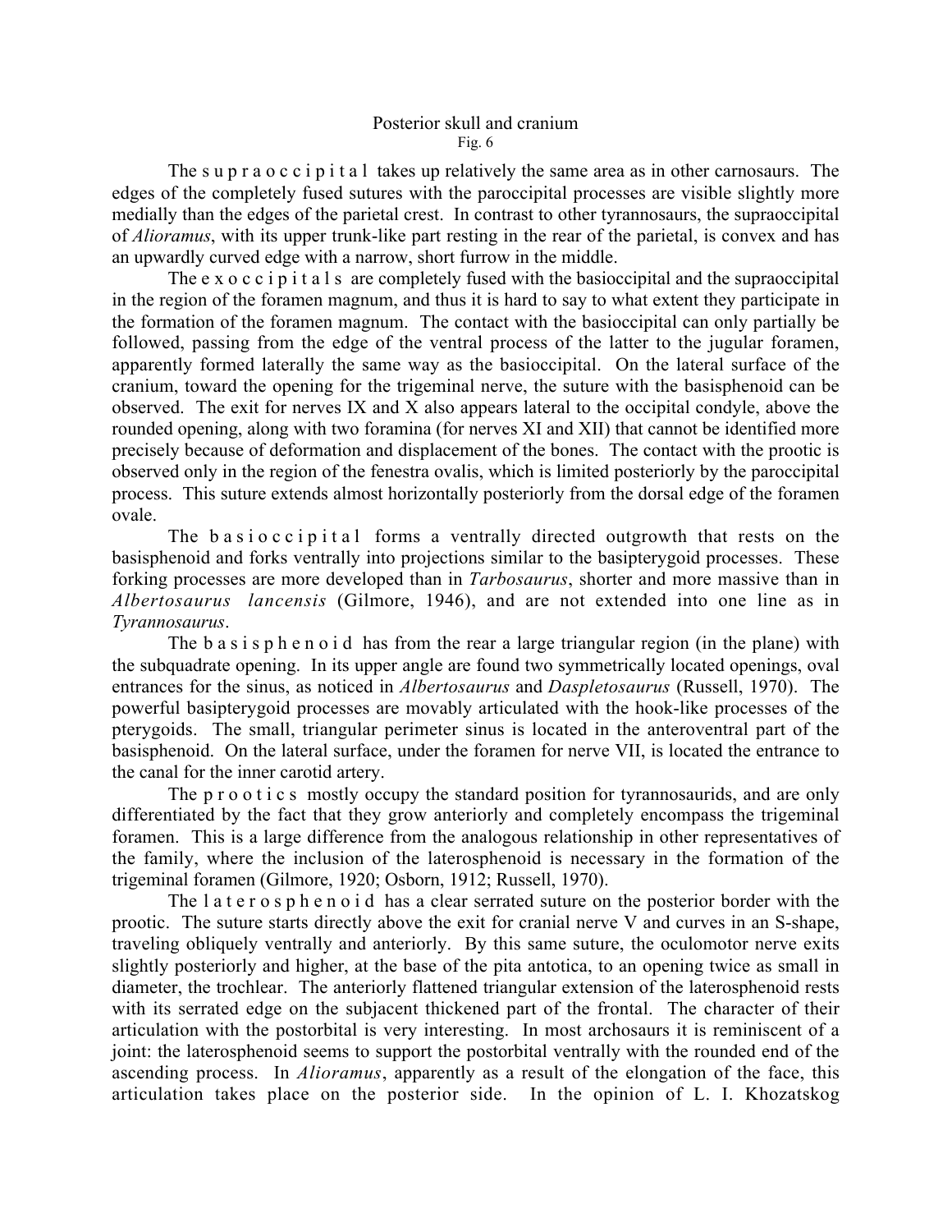## Posterior skull and cranium

Fig. 6

The s u p r a o c c i p i t a l takes up relatively the same area as in other carnosaurs. The edges of the completely fused sutures with the paroccipital processes are visible slightly more medially than the edges of the parietal crest. In contrast to other tyrannosaurs, the supraoccipital of *Alioramus*, with its upper trunk-like part resting in the rear of the parietal, is convex and has an upwardly curved edge with a narrow, short furrow in the middle.

The e x o c c i p i t a l s are completely fused with the basioccipital and the supraoccipital in the region of the foramen magnum, and thus it is hard to say to what extent they participate in the formation of the foramen magnum. The contact with the basioccipital can only partially be followed, passing from the edge of the ventral process of the latter to the jugular foramen, apparently formed laterally the same way as the basioccipital. On the lateral surface of the cranium, toward the opening for the trigeminal nerve, the suture with the basisphenoid can be observed. The exit for nerves IX and X also appears lateral to the occipital condyle, above the rounded opening, along with two foramina (for nerves XI and XII) that cannot be identified more precisely because of deformation and displacement of the bones. The contact with the prootic is observed only in the region of the fenestra ovalis, which is limited posteriorly by the paroccipital process. This suture extends almost horizontally posteriorly from the dorsal edge of the foramen ovale.

The b a s i o c c i p i t a l forms a ventrally directed outgrowth that rests on the basisphenoid and forks ventrally into projections similar to the basipterygoid processes. These forking processes are more developed than in *Tarbosaurus*, shorter and more massive than in *Albertosaurus lancensis* (Gilmore, 1946), and are not extended into one line as in *Tyrannosaurus*.

The b a s i s p h e n o i d has from the rear a large triangular region (in the plane) with the subquadrate opening. In its upper angle are found two symmetrically located openings, oval entrances for the sinus, as noticed in *Albertosaurus* and *Daspletosaurus* (Russell, 1970). The powerful basipterygoid processes are movably articulated with the hook-like processes of the pterygoids. The small, triangular perimeter sinus is located in the anteroventral part of the basisphenoid. On the lateral surface, under the foramen for nerve VII, is located the entrance to the canal for the inner carotid artery.

The p r o o t i c s mostly occupy the standard position for tyrannosaurids, and are only differentiated by the fact that they grow anteriorly and completely encompass the trigeminal foramen. This is a large difference from the analogous relationship in other representatives of the family, where the inclusion of the laterosphenoid is necessary in the formation of the trigeminal foramen (Gilmore, 1920; Osborn, 1912; Russell, 1970).

The l a t e r o s p h e n o i d has a clear serrated suture on the posterior border with the prootic. The suture starts directly above the exit for cranial nerve V and curves in an S-shape, traveling obliquely ventrally and anteriorly. By this same suture, the oculomotor nerve exits slightly posteriorly and higher, at the base of the pita antotica, to an opening twice as small in diameter, the trochlear. The anteriorly flattened triangular extension of the laterosphenoid rests with its serrated edge on the subjacent thickened part of the frontal. The character of their articulation with the postorbital is very interesting. In most archosaurs it is reminiscent of a joint: the laterosphenoid seems to support the postorbital ventrally with the rounded end of the ascending process. In *Alioramus*, apparently as a result of the elongation of the face, this articulation takes place on the posterior side. In the opinion of L. I. Khozatskog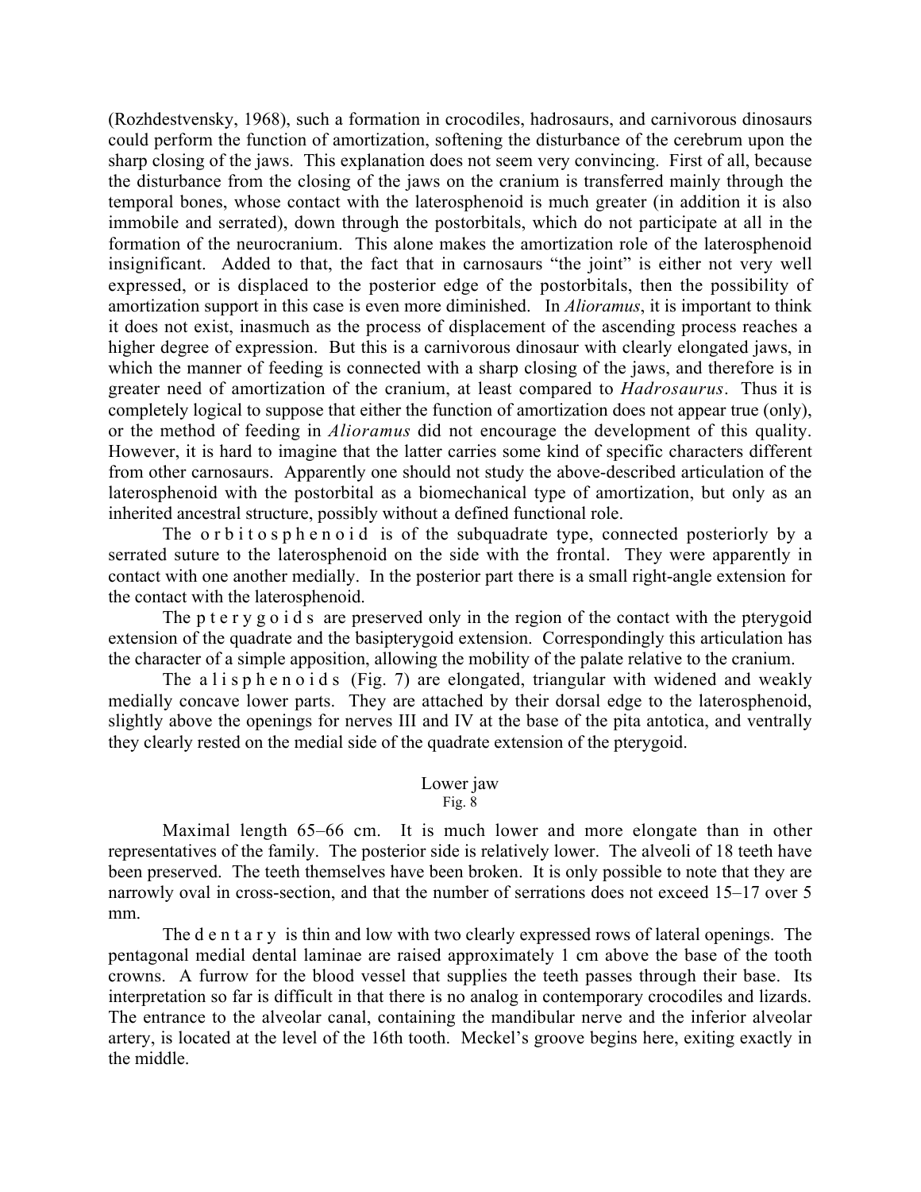(Rozhdestvensky, 1968), such a formation in crocodiles, hadrosaurs, and carnivorous dinosaurs could perform the function of amortization, softening the disturbance of the cerebrum upon the sharp closing of the jaws. This explanation does not seem very convincing. First of all, because the disturbance from the closing of the jaws on the cranium is transferred mainly through the temporal bones, whose contact with the laterosphenoid is much greater (in addition it is also immobile and serrated), down through the postorbitals, which do not participate at all in the formation of the neurocranium. This alone makes the amortization role of the laterosphenoid insignificant. Added to that, the fact that in carnosaurs "the joint" is either not very well expressed, or is displaced to the posterior edge of the postorbitals, then the possibility of amortization support in this case is even more diminished. In *Alioramus*, it is important to think it does not exist, inasmuch as the process of displacement of the ascending process reaches a higher degree of expression. But this is a carnivorous dinosaur with clearly elongated jaws, in which the manner of feeding is connected with a sharp closing of the jaws, and therefore is in greater need of amortization of the cranium, at least compared to *Hadrosaurus*. Thus it is completely logical to suppose that either the function of amortization does not appear true (only), or the method of feeding in *Alioramus* did not encourage the development of this quality. However, it is hard to imagine that the latter carries some kind of specific characters different from other carnosaurs. Apparently one should not study the above-described articulation of the laterosphenoid with the postorbital as a biomechanical type of amortization, but only as an inherited ancestral structure, possibly without a defined functional role.

The o r b i t o s p h e n o i d is of the subquadrate type, connected posteriorly by a serrated suture to the laterosphenoid on the side with the frontal. They were apparently in contact with one another medially. In the posterior part there is a small right-angle extension for the contact with the laterosphenoid.

The p t e r y g o i d s are preserved only in the region of the contact with the pterygoid extension of the quadrate and the basipterygoid extension. Correspondingly this articulation has the character of a simple apposition, allowing the mobility of the palate relative to the cranium.

The a l i s p h e n o i d s (Fig. 7) are elongated, triangular with widened and weakly medially concave lower parts. They are attached by their dorsal edge to the laterosphenoid, slightly above the openings for nerves III and IV at the base of the pita antotica, and ventrally they clearly rested on the medial side of the quadrate extension of the pterygoid.

## Lower jaw

Fig. 8

Maximal length 65–66 cm. It is much lower and more elongate than in other representatives of the family. The posterior side is relatively lower. The alveoli of 18 teeth have been preserved. The teeth themselves have been broken. It is only possible to note that they are narrowly oval in cross-section, and that the number of serrations does not exceed 15–17 over 5 mm.

The d e n t a r y is thin and low with two clearly expressed rows of lateral openings. The pentagonal medial dental laminae are raised approximately 1 cm above the base of the tooth crowns. A furrow for the blood vessel that supplies the teeth passes through their base. Its interpretation so far is difficult in that there is no analog in contemporary crocodiles and lizards. The entrance to the alveolar canal, containing the mandibular nerve and the inferior alveolar artery, is located at the level of the 16th tooth. Meckel's groove begins here, exiting exactly in the middle.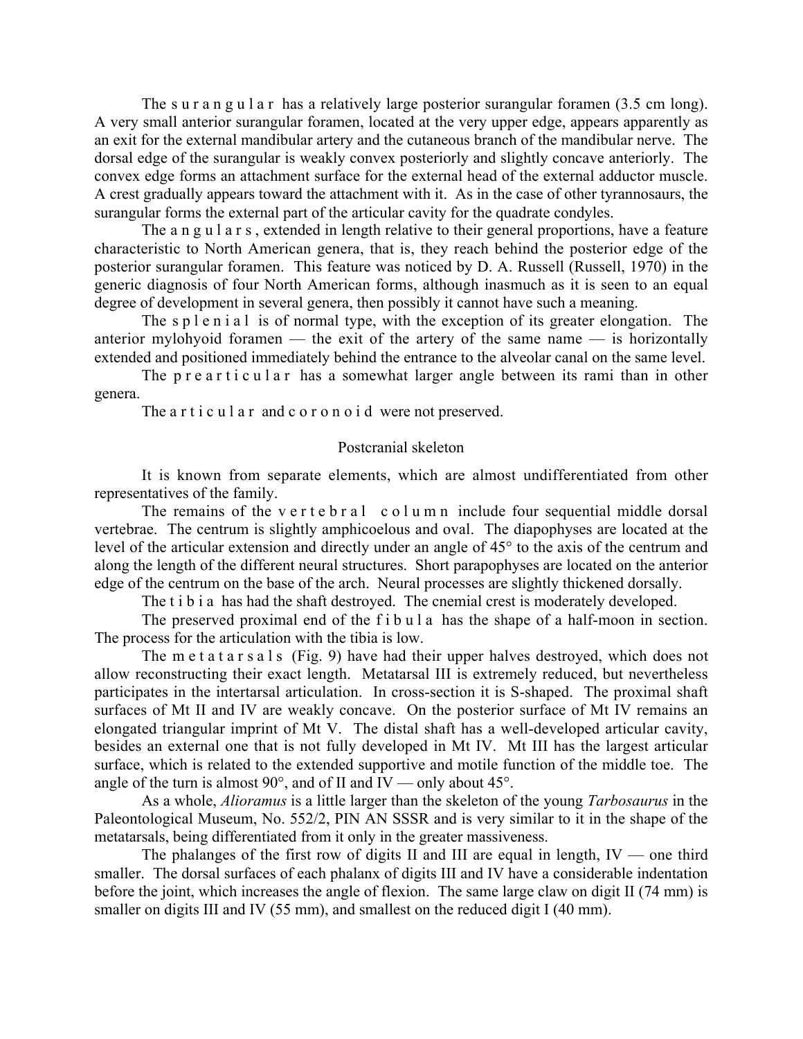The s u r a n g u l a r has a relatively large posterior surangular foramen (3.5 cm long). A very small anterior surangular foramen, located at the very upper edge, appears apparently as an exit for the external mandibular artery and the cutaneous branch of the mandibular nerve. The dorsal edge of the surangular is weakly convex posteriorly and slightly concave anteriorly. The convex edge forms an attachment surface for the external head of the external adductor muscle. A crest gradually appears toward the attachment with it. As in the case of other tyrannosaurs, the surangular forms the external part of the articular cavity for the quadrate condyles.

The a n g u l a r s , extended in length relative to their general proportions, have a feature characteristic to North American genera, that is, they reach behind the posterior edge of the posterior surangular foramen. This feature was noticed by D. A. Russell (Russell, 1970) in the generic diagnosis of four North American forms, although inasmuch as it is seen to an equal degree of development in several genera, then possibly it cannot have such a meaning.

The s p l e n i a l is of normal type, with the exception of its greater elongation. The anterior mylohyoid foramen — the exit of the artery of the same name — is horizontally extended and positioned immediately behind the entrance to the alveolar canal on the same level.

The p r e a r t i c u l a r has a somewhat larger angle between its rami than in other genera.

The a r t i c u l a r and c o r o n o i d were not preserved.

## Postcranial skeleton

It is known from separate elements, which are almost undifferentiated from other representatives of the family.

The remains of the v e r t e b r a l c o l u m n include four sequential middle dorsal vertebrae. The centrum is slightly amphicoelous and oval. The diapophyses are located at the level of the articular extension and directly under an angle of 45° to the axis of the centrum and along the length of the different neural structures. Short parapophyses are located on the anterior edge of the centrum on the base of the arch. Neural processes are slightly thickened dorsally.

The t i b i a has had the shaft destroyed. The cnemial crest is moderately developed.

The preserved proximal end of the f i b u l a has the shape of a half-moon in section. The process for the articulation with the tibia is low.

The m e t a t a r s a l s (Fig. 9) have had their upper halves destroyed, which does not allow reconstructing their exact length. Metatarsal III is extremely reduced, but nevertheless participates in the intertarsal articulation. In cross-section it is S-shaped. The proximal shaft surfaces of Mt II and IV are weakly concave. On the posterior surface of Mt IV remains an elongated triangular imprint of Mt V. The distal shaft has a well-developed articular cavity, besides an external one that is not fully developed in Mt IV. Mt III has the largest articular surface, which is related to the extended supportive and motile function of the middle toe. The angle of the turn is almost 90°, and of II and IV — only about 45°.

As a whole, *Alioramus* is a little larger than the skeleton of the young *Tarbosaurus* in the Paleontological Museum, No. 552/2, PIN AN SSSR and is very similar to it in the shape of the metatarsals, being differentiated from it only in the greater massiveness.

The phalanges of the first row of digits II and III are equal in length, IV — one third smaller. The dorsal surfaces of each phalanx of digits III and IV have a considerable indentation before the joint, which increases the angle of flexion. The same large claw on digit II (74 mm) is smaller on digits III and IV (55 mm), and smallest on the reduced digit I (40 mm).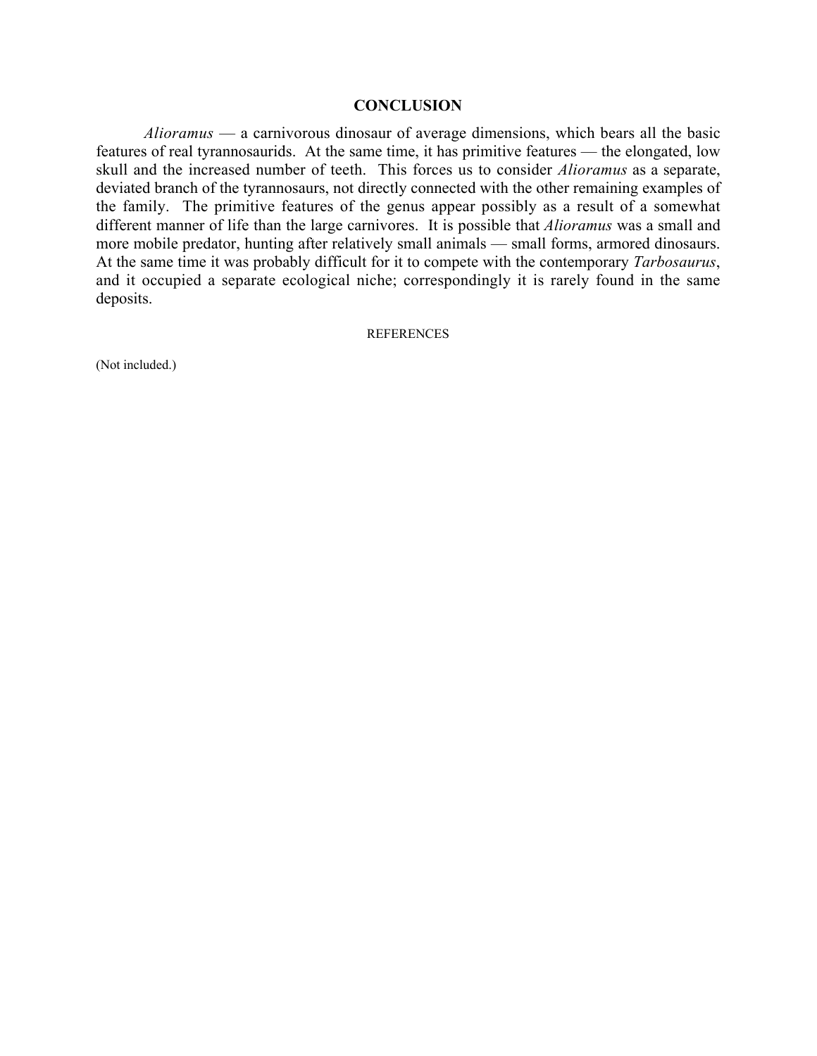## CONCLUSION

*Alioramus* — a carnivorous dinosaur of average dimensions, which bears all the basic features of real tyrannosaurids. At the same time, it has primitive features — the elongated, low skull and the increased number of teeth. This forces us to consider *Alioramus* as a separate, deviated branch of the tyrannosaurs, not directly connected with the other remaining examples of the family. The primitive features of the genus appear possibly as a result of a somewhat different manner of life than the large carnivores. It is possible that *Alioramus* was a small and more mobile predator, hunting after relatively small animals — small forms, armored dinosaurs. At the same time it was probably difficult for it to compete with the contemporary *Tarbosaurus*, and it occupied a separate ecological niche; correspondingly it is rarely found in the same deposits.

### REFERENCES

(Not included.)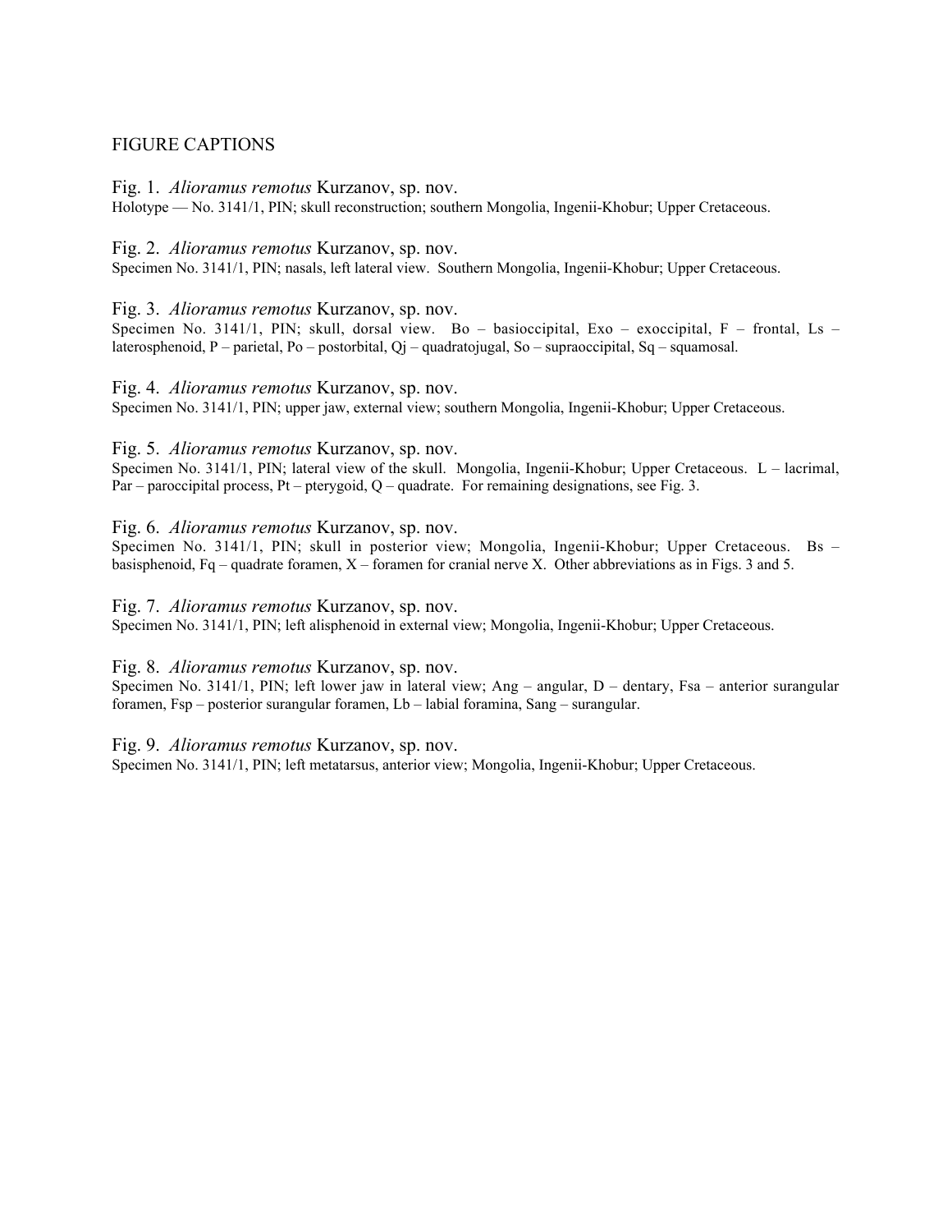## FIGURE CAPTIONS

Fig. 1. *Alioramus remotus* Kurzanov, sp. nov.
Holotype — No. 3141/1, PIN; skull reconstruction; southern Mongolia, Ingenii-Khobur; Upper Cretaceous.

Fig. 2. *Alioramus remotus* Kurzanov, sp. nov.
Specimen No. 3141/1, PIN; nasals, left lateral view. Southern Mongolia, Ingenii-Khobur; Upper Cretaceous.

Fig. 3. *Alioramus remotus* Kurzanov, sp. nov.
Specimen No. 3141/1, PIN; skull, dorsal view. Bo – basioccipital, Exo – exoccipital, F – frontal, Ls – laterosphenoid, P – parietal, Po – postorbital, Qj – quadratojugal, So – supraoccipital, Sq – squamosal.

Fig. 4. *Alioramus remotus* Kurzanov, sp. nov.
Specimen No. 3141/1, PIN; upper jaw, external view; southern Mongolia, Ingenii-Khobur; Upper Cretaceous.

Fig. 5. *Alioramus remotus* Kurzanov, sp. nov.
Specimen No. 3141/1, PIN; lateral view of the skull. Mongolia, Ingenii-Khobur; Upper Cretaceous. L – lacrimal, Par – paroccipital process, Pt – pterygoid, Q – quadrate. For remaining designations, see Fig. 3.

Fig. 6. *Alioramus remotus* Kurzanov, sp. nov.
Specimen No. 3141/1, PIN; skull in posterior view; Mongolia, Ingenii-Khobur; Upper Cretaceous. Bs – basisphenoid, Fq – quadrate foramen, X – foramen for cranial nerve X. Other abbreviations as in Figs. 3 and 5.

Fig. 7. *Alioramus remotus* Kurzanov, sp. nov.
Specimen No. 3141/1, PIN; left alisphenoid in external view; Mongolia, Ingenii-Khobur; Upper Cretaceous.

Fig. 8. *Alioramus remotus* Kurzanov, sp. nov.
Specimen No. 3141/1, PIN; left lower jaw in lateral view; Ang – angular, D – dentary, Fsa – anterior surangular foramen, Fsp – posterior surangular foramen, Lb – labial foramina, Sang – surangular.

Fig. 9. *Alioramus remotus* Kurzanov, sp. nov.
Specimen No. 3141/1, PIN; left metatarsus, anterior view; Mongolia, Ingenii-Khobur; Upper Cretaceous.